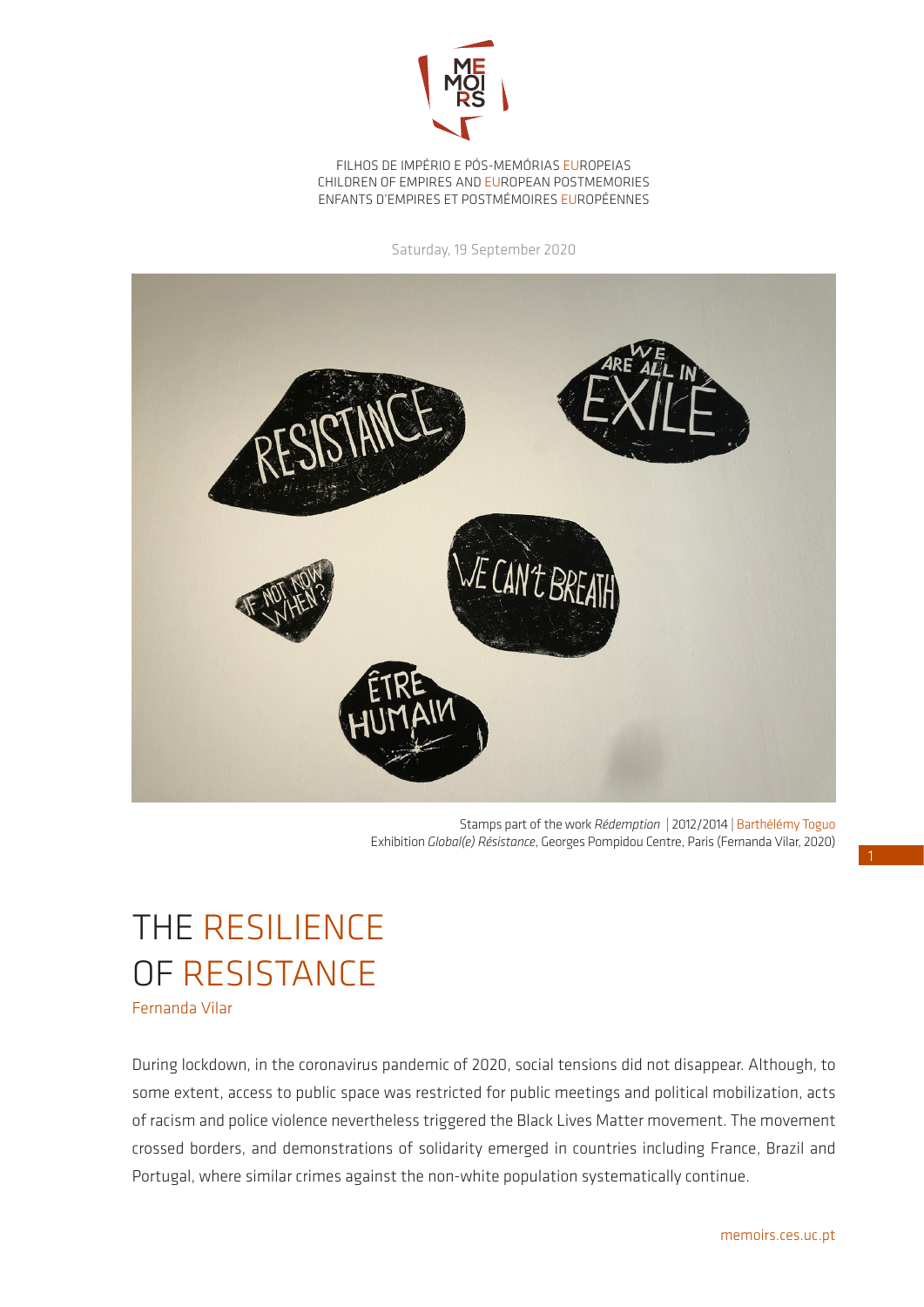FILHOS DE IMPÉRIO E PÓS-MEMÓRIAS EUROPEIAS
CHILDREN OF EMPIRES AND EUROPEAN POSTMEMORIES
ENFANTS D'EMPIRES ET POSTMÉMOIRES EUROPÉENNES

Saturday, 19 September 2020

Stamps part of the work *Rédemption* | 2012/2014 | Barthélémy Toguo
Exhibition *Global(e) Résistance*, Georges Pompidou Centre, Paris (Fernanda Vilar, 2020)

# THE RESILIENCE OF RESISTANCE

Fernanda Vilar

During lockdown, in the coronavirus pandemic of 2020, social tensions did not disappear. Although, to some extent, access to public space was restricted for public meetings and political mobilization, acts of racism and police violence nevertheless triggered the Black Lives Matter movement. The movement crossed borders, and demonstrations of solidarity emerged in countries including France, Brazil and Portugal, where similar crimes against the non-white population systematically continue.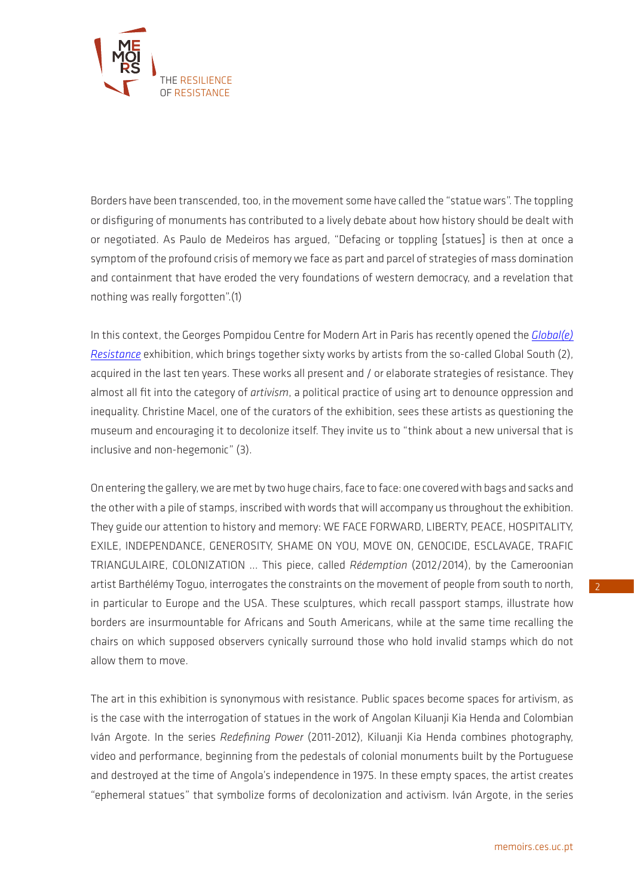Borders have been transcended, too, in the movement some have called the "statue wars". The toppling or disfiguring of monuments has contributed to a lively debate about how history should be dealt with or negotiated. As Paulo de Medeiros has argued, "Defacing or toppling [statues] is then at once a symptom of the profound crisis of memory we face as part and parcel of strategies of mass domination and containment that have eroded the very foundations of western democracy, and a revelation that nothing was really forgotten".(1)

In this context, the Georges Pompidou Centre for Modern Art in Paris has recently opened the [*Global(e) Resistance*] exhibition, which brings together sixty works by artists from the so-called Global South (2), acquired in the last ten years. These works all present and / or elaborate strategies of resistance. They almost all fit into the category of *artivism*, a political practice of using art to denounce oppression and inequality. Christine Macel, one of the curators of the exhibition, sees these artists as questioning the museum and encouraging it to decolonize itself. They invite us to "think about a new universal that is inclusive and non-hegemonic" (3).

On entering the gallery, we are met by two huge chairs, face to face: one covered with bags and sacks and the other with a pile of stamps, inscribed with words that will accompany us throughout the exhibition. They guide our attention to history and memory: WE FACE FORWARD, LIBERTY, PEACE, HOSPITALITY, EXILE, INDEPENDANCE, GENEROSITY, SHAME ON YOU, MOVE ON, GENOCIDE, ESCLAVAGE, TRAFIC TRIANGULAIRE, COLONIZATION ... This piece, called *Rédemption* (2012/2014), by the Cameroonian artist Barthélémy Toguo, interrogates the constraints on the movement of people from south to north, in particular to Europe and the USA. These sculptures, which recall passport stamps, illustrate how borders are insurmountable for Africans and South Americans, while at the same time recalling the chairs on which supposed observers cynically surround those who hold invalid stamps which do not allow them to move.

The art in this exhibition is synonymous with resistance. Public spaces become spaces for artivism, as is the case with the interrogation of statues in the work of Angolan Kiluanji Kia Henda and Colombian Iván Argote. In the series *Redefining Power* (2011-2012), Kiluanji Kia Henda combines photography, video and performance, beginning from the pedestals of colonial monuments built by the Portuguese and destroyed at the time of Angola's independence in 1975. In these empty spaces, the artist creates "ephemeral statues" that symbolize forms of decolonization and activism. Iván Argote, in the series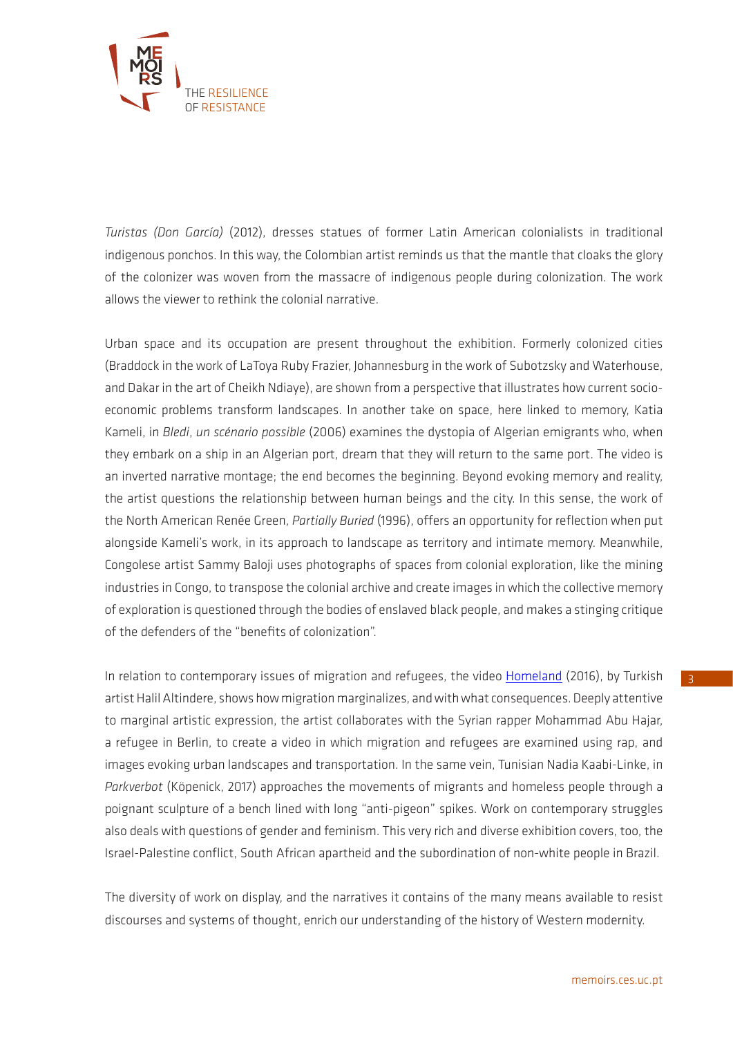*Turistas (Don García)* (2012), dresses statues of former Latin American colonialists in traditional indigenous ponchos. In this way, the Colombian artist reminds us that the mantle that cloaks the glory of the colonizer was woven from the massacre of indigenous people during colonization. The work allows the viewer to rethink the colonial narrative.

Urban space and its occupation are present throughout the exhibition. Formerly colonized cities (Braddock in the work of LaToya Ruby Frazier, Johannesburg in the work of Subotzsky and Waterhouse, and Dakar in the art of Cheikh Ndiaye), are shown from a perspective that illustrates how current socio-economic problems transform landscapes. In another take on space, here linked to memory, Katia Kameli, in *Bledi*, *un scénario possible* (2006) examines the dystopia of Algerian emigrants who, when they embark on a ship in an Algerian port, dream that they will return to the same port. The video is an inverted narrative montage; the end becomes the beginning. Beyond evoking memory and reality, the artist questions the relationship between human beings and the city. In this sense, the work of the North American Renée Green, *Partially Buried* (1996), offers an opportunity for reflection when put alongside Kameli's work, in its approach to landscape as territory and intimate memory. Meanwhile, Congolese artist Sammy Baloji uses photographs of spaces from colonial exploration, like the mining industries in Congo, to transpose the colonial archive and create images in which the collective memory of exploration is questioned through the bodies of enslaved black people, and makes a stinging critique of the defenders of the "benefits of colonization".

In relation to contemporary issues of migration and refugees, the video Homeland (2016), by Turkish artist Halil Altindere, shows how migration marginalizes, and with what consequences. Deeply attentive to marginal artistic expression, the artist collaborates with the Syrian rapper Mohammad Abu Hajar, a refugee in Berlin, to create a video in which migration and refugees are examined using rap, and images evoking urban landscapes and transportation. In the same vein, Tunisian Nadia Kaabi-Linke, in *Parkverbot* (Köpenick, 2017) approaches the movements of migrants and homeless people through a poignant sculpture of a bench lined with long "anti-pigeon" spikes. Work on contemporary struggles also deals with questions of gender and feminism. This very rich and diverse exhibition covers, too, the Israel-Palestine conflict, South African apartheid and the subordination of non-white people in Brazil.

The diversity of work on display, and the narratives it contains of the many means available to resist discourses and systems of thought, enrich our understanding of the history of Western modernity.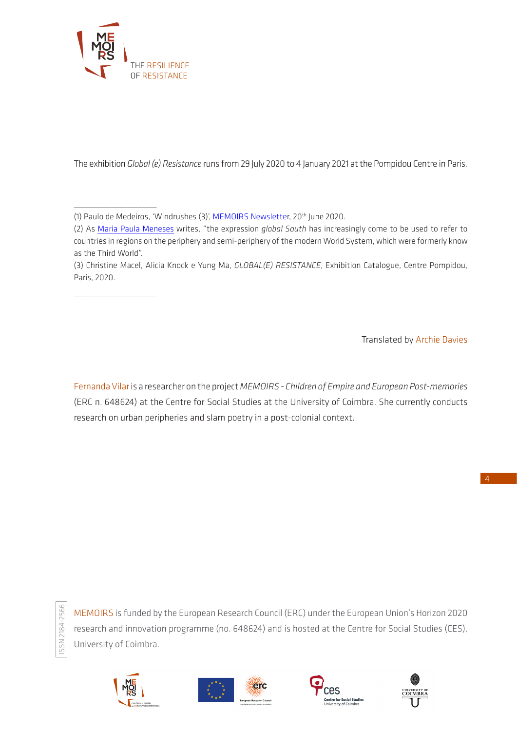The exhibition *Global (e) Resistance* runs from 29 July 2020 to 4 January 2021 at the Pompidou Centre in Paris.

---

(1) Paulo de Medeiros, 'Windrushes (3)', MEMOIRS Newsletter, 20th June 2020.

(2) As Maria Paula Meneses writes, "the expression *global South* has increasingly come to be used to refer to countries in regions on the periphery and semi-periphery of the modern World System, which were formerly know as the Third World".

(3) Christine Macel, Alicia Knock e Yung Ma, *GLOBAL(E) RESISTANCE*, Exhibition Catalogue, Centre Pompidou, Paris, 2020.

---

Translated by Archie Davies

Fernanda Vilar is a researcher on the project *MEMOIRS - Children of Empire and European Post-memories* (ERC n. 648624) at the Centre for Social Studies at the University of Coimbra. She currently conducts research on urban peripheries and slam poetry in a post-colonial context.

MEMOIRS is funded by the European Research Council (ERC) under the European Union's Horizon 2020 research and innovation programme (no. 648624) and is hosted at the Centre for Social Studies (CES), University of Coimbra.

ISSN 2184-2566